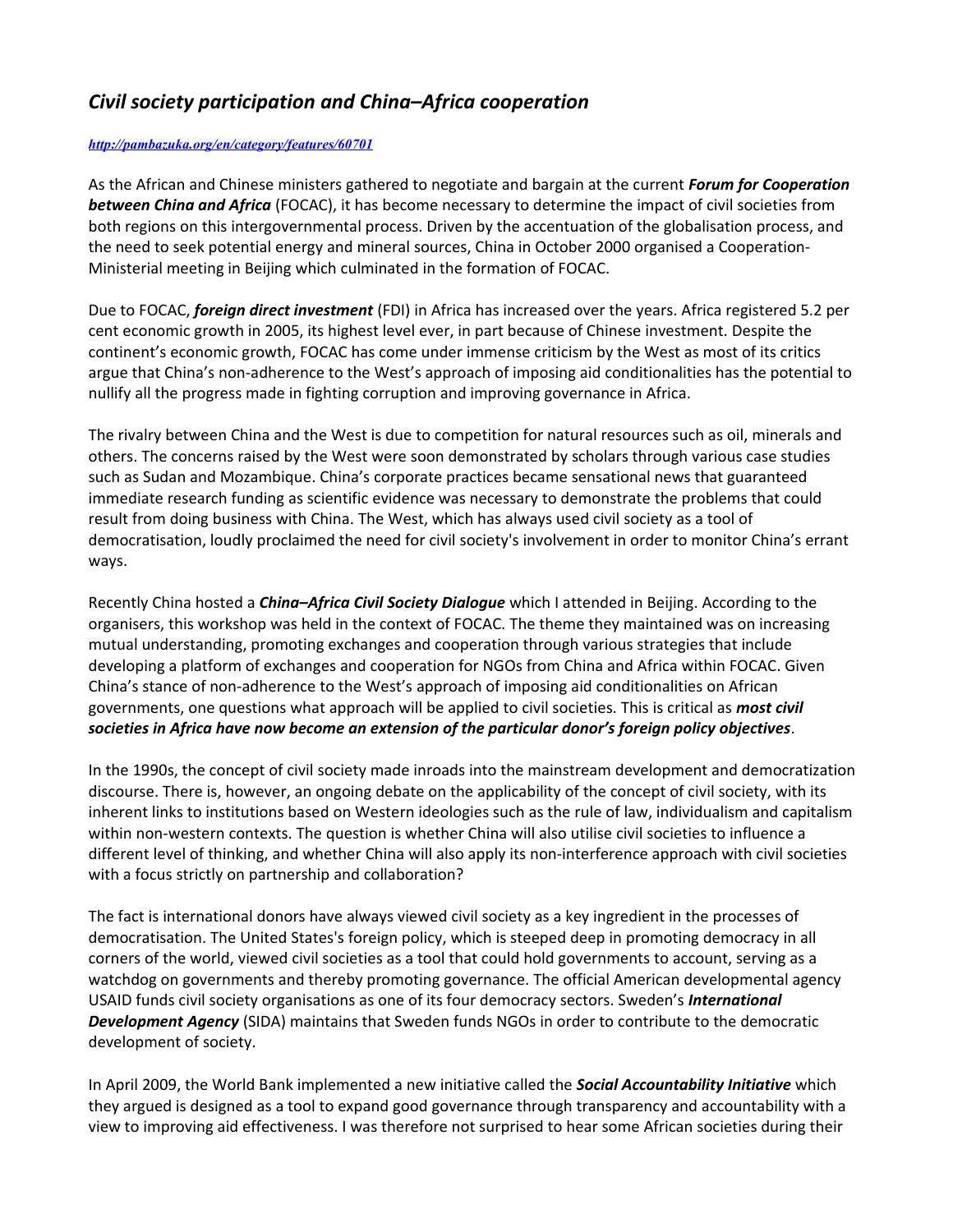## *Civil society participation and China–Africa cooperation*

***http://pambazuka.org/en/category/features/60701***

As the African and Chinese ministers gathered to negotiate and bargain at the current ***Forum for Cooperation between China and Africa*** (FOCAC), it has become necessary to determine the impact of civil societies from both regions on this intergovernmental process. Driven by the accentuation of the globalisation process, and the need to seek potential energy and mineral sources, China in October 2000 organised a Cooperation-Ministerial meeting in Beijing which culminated in the formation of FOCAC.

Due to FOCAC, ***foreign direct investment*** (FDI) in Africa has increased over the years. Africa registered 5.2 per cent economic growth in 2005, its highest level ever, in part because of Chinese investment. Despite the continent's economic growth, FOCAC has come under immense criticism by the West as most of its critics argue that China's non-adherence to the West's approach of imposing aid conditionalities has the potential to nullify all the progress made in fighting corruption and improving governance in Africa.

The rivalry between China and the West is due to competition for natural resources such as oil, minerals and others. The concerns raised by the West were soon demonstrated by scholars through various case studies such as Sudan and Mozambique. China's corporate practices became sensational news that guaranteed immediate research funding as scientific evidence was necessary to demonstrate the problems that could result from doing business with China. The West, which has always used civil society as a tool of democratisation, loudly proclaimed the need for civil society's involvement in order to monitor China's errant ways.

Recently China hosted a ***China–Africa Civil Society Dialogue*** which I attended in Beijing. According to the organisers, this workshop was held in the context of FOCAC. The theme they maintained was on increasing mutual understanding, promoting exchanges and cooperation through various strategies that include developing a platform of exchanges and cooperation for NGOs from China and Africa within FOCAC. Given China's stance of non-adherence to the West's approach of imposing aid conditionalities on African governments, one questions what approach will be applied to civil societies. This is critical as ***most civil societies in Africa have now become an extension of the particular donor's foreign policy objectives***.

In the 1990s, the concept of civil society made inroads into the mainstream development and democratization discourse. There is, however, an ongoing debate on the applicability of the concept of civil society, with its inherent links to institutions based on Western ideologies such as the rule of law, individualism and capitalism within non-western contexts. The question is whether China will also utilise civil societies to influence a different level of thinking, and whether China will also apply its non-interference approach with civil societies with a focus strictly on partnership and collaboration?

The fact is international donors have always viewed civil society as a key ingredient in the processes of democratisation. The United States's foreign policy, which is steeped deep in promoting democracy in all corners of the world, viewed civil societies as a tool that could hold governments to account, serving as a watchdog on governments and thereby promoting governance. The official American developmental agency USAID funds civil society organisations as one of its four democracy sectors. Sweden's ***International Development Agency*** (SIDA) maintains that Sweden funds NGOs in order to contribute to the democratic development of society.

In April 2009, the World Bank implemented a new initiative called the ***Social Accountability Initiative*** which they argued is designed as a tool to expand good governance through transparency and accountability with a view to improving aid effectiveness. I was therefore not surprised to hear some African societies during their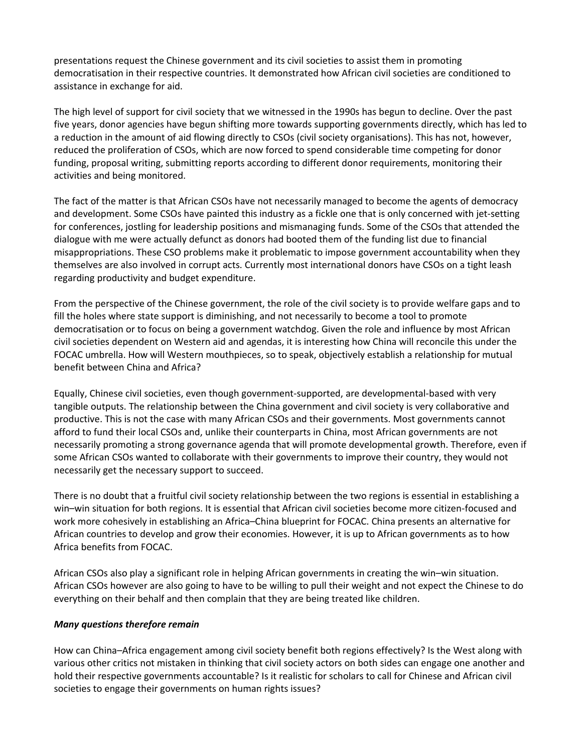presentations request the Chinese government and its civil societies to assist them in promoting democratisation in their respective countries. It demonstrated how African civil societies are conditioned to assistance in exchange for aid.

The high level of support for civil society that we witnessed in the 1990s has begun to decline. Over the past five years, donor agencies have begun shifting more towards supporting governments directly, which has led to a reduction in the amount of aid flowing directly to CSOs (civil society organisations). This has not, however, reduced the proliferation of CSOs, which are now forced to spend considerable time competing for donor funding, proposal writing, submitting reports according to different donor requirements, monitoring their activities and being monitored.

The fact of the matter is that African CSOs have not necessarily managed to become the agents of democracy and development. Some CSOs have painted this industry as a fickle one that is only concerned with jet-setting for conferences, jostling for leadership positions and mismanaging funds. Some of the CSOs that attended the dialogue with me were actually defunct as donors had booted them of the funding list due to financial misappropriations. These CSO problems make it problematic to impose government accountability when they themselves are also involved in corrupt acts. Currently most international donors have CSOs on a tight leash regarding productivity and budget expenditure.

From the perspective of the Chinese government, the role of the civil society is to provide welfare gaps and to fill the holes where state support is diminishing, and not necessarily to become a tool to promote democratisation or to focus on being a government watchdog. Given the role and influence by most African civil societies dependent on Western aid and agendas, it is interesting how China will reconcile this under the FOCAC umbrella. How will Western mouthpieces, so to speak, objectively establish a relationship for mutual benefit between China and Africa?

Equally, Chinese civil societies, even though government-supported, are developmental-based with very tangible outputs. The relationship between the China government and civil society is very collaborative and productive. This is not the case with many African CSOs and their governments. Most governments cannot afford to fund their local CSOs and, unlike their counterparts in China, most African governments are not necessarily promoting a strong governance agenda that will promote developmental growth. Therefore, even if some African CSOs wanted to collaborate with their governments to improve their country, they would not necessarily get the necessary support to succeed.

There is no doubt that a fruitful civil society relationship between the two regions is essential in establishing a win–win situation for both regions. It is essential that African civil societies become more citizen-focused and work more cohesively in establishing an Africa–China blueprint for FOCAC. China presents an alternative for African countries to develop and grow their economies. However, it is up to African governments as to how Africa benefits from FOCAC.

African CSOs also play a significant role in helping African governments in creating the win–win situation. African CSOs however are also going to have to be willing to pull their weight and not expect the Chinese to do everything on their behalf and then complain that they are being treated like children.

***Many questions therefore remain***

How can China–Africa engagement among civil society benefit both regions effectively? Is the West along with various other critics not mistaken in thinking that civil society actors on both sides can engage one another and hold their respective governments accountable? Is it realistic for scholars to call for Chinese and African civil societies to engage their governments on human rights issues?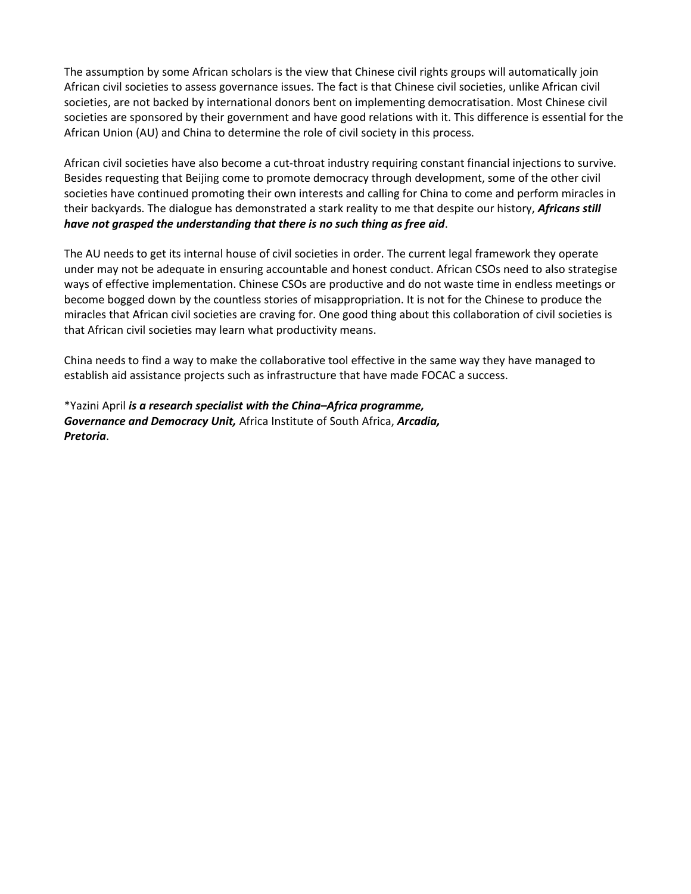The assumption by some African scholars is the view that Chinese civil rights groups will automatically join African civil societies to assess governance issues. The fact is that Chinese civil societies, unlike African civil societies, are not backed by international donors bent on implementing democratisation. Most Chinese civil societies are sponsored by their government and have good relations with it. This difference is essential for the African Union (AU) and China to determine the role of civil society in this process.

African civil societies have also become a cut-throat industry requiring constant financial injections to survive. Besides requesting that Beijing come to promote democracy through development, some of the other civil societies have continued promoting their own interests and calling for China to come and perform miracles in their backyards. The dialogue has demonstrated a stark reality to me that despite our history, ***Africans still have not grasped the understanding that there is no such thing as free aid***.

The AU needs to get its internal house of civil societies in order. The current legal framework they operate under may not be adequate in ensuring accountable and honest conduct. African CSOs need to also strategise ways of effective implementation. Chinese CSOs are productive and do not waste time in endless meetings or become bogged down by the countless stories of misappropriation. It is not for the Chinese to produce the miracles that African civil societies are craving for. One good thing about this collaboration of civil societies is that African civil societies may learn what productivity means.

China needs to find a way to make the collaborative tool effective in the same way they have managed to establish aid assistance projects such as infrastructure that have made FOCAC a success.

*Yazini April ***is a research specialist with the China–Africa programme, Governance and Democracy Unit,*** Africa Institute of South Africa, ***Arcadia, Pretoria***.